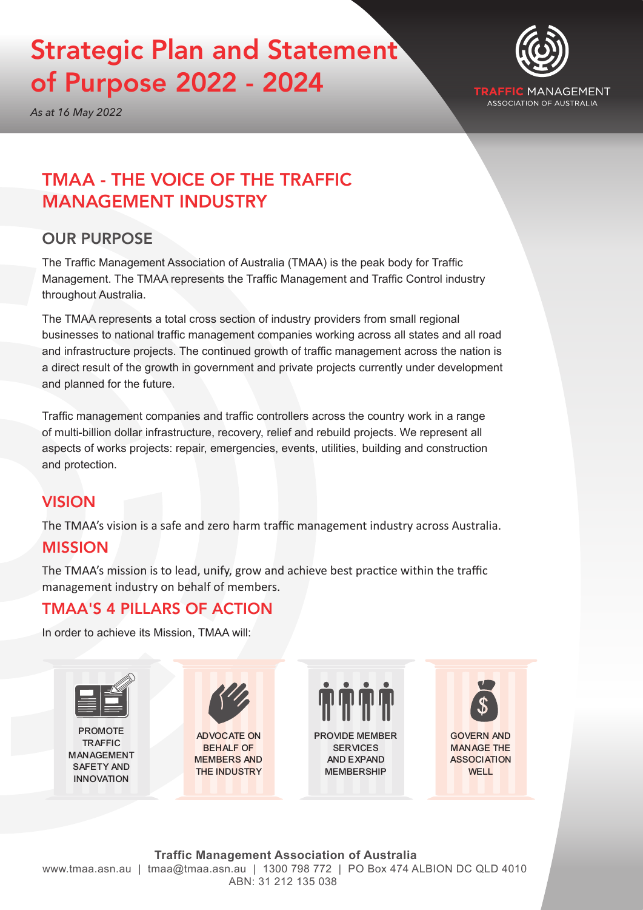# Strategic Plan and Statement of Purpose 2022 - 2024

*As at 16 May 2022*

TRAFFIC MANAGEMENT
ASSOCIATION OF AUSTRALIA

## TMAA - THE VOICE OF THE TRAFFIC MANAGEMENT INDUSTRY

### OUR PURPOSE

The Traffic Management Association of Australia (TMAA) is the peak body for Traffic Management. The TMAA represents the Traffic Management and Traffic Control industry throughout Australia.

The TMAA represents a total cross section of industry providers from small regional businesses to national traffic management companies working across all states and all road and infrastructure projects. The continued growth of traffic management across the nation is a direct result of the growth in government and private projects currently under development and planned for the future.

Traffic management companies and traffic controllers across the country work in a range of multi-billion dollar infrastructure, recovery, relief and rebuild projects. We represent all aspects of works projects: repair, emergencies, events, utilities, building and construction and protection.

## VISION

The TMAA's vision is a safe and zero harm traffic management industry across Australia.

## MISSION

The TMAA's mission is to lead, unify, grow and achieve best practice within the traffic management industry on behalf of members.

## TMAA'S 4 PILLARS OF ACTION

In order to achieve its Mission, TMAA will:

- PROMOTE TRAFFIC MANAGEMENT SAFETY AND INNOVATION
- ADVOCATE ON BEHALF OF MEMBERS AND THE INDUSTRY
- PROVIDE MEMBER SERVICES AND EXPAND MEMBERSHIP
- GOVERN AND MANAGE THE ASSOCIATION WELL

**Traffic Management Association of Australia**
www.tmaa.asn.au | tmaa@tmaa.asn.au | 1300 798 772 | PO Box 474 ALBION DC QLD 4010
ABN: 31 212 135 038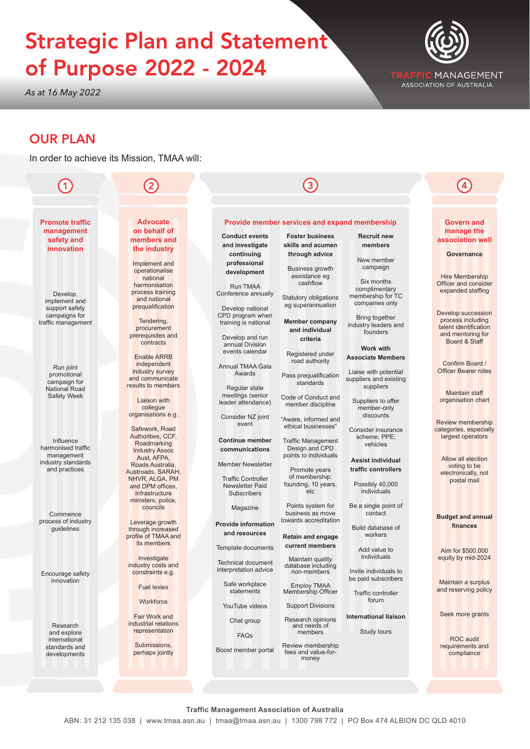# Strategic Plan and Statement of Purpose 2022 - 2024

*As at 16 May 2022*

TRAFFIC MANAGEMENT ASSOCIATION OF AUSTRALIA

## OUR PLAN

In order to achieve its Mission, TMAA will:

### 1 Promote traffic management safety and innovation

- Develop, implement and support safety campaigns for traffic management
- Run joint promotional campaign for National Road Safety Week
- Influence harmonised traffic management industry standards and practices
- Commence process of industry guidelines
- Encourage safety innovation
- Research and explore international standards and developments

### 2 Advocate on behalf of members and the industry

- Implement and operationalise national harmonisation process training and national prequalification
- Tendering, procurement prerequisites and contracts
- Enable ARRB independent industry survey and communicate results to members
- Liaison with collegue organisations e.g.
- Safework, Road Authorities, CCF, Roadmarking Industry Assoc Aust, AFPA, Roads Australia, Austroads, SARAH, NHVR, ALGA, PM and DPM offices, Infrastructure ministers, police, councils
- Leverage growth through increased profile of TMAA and its members
- Investigate industry costs and constraints e.g.
- Fuel levies
- Workforce
- Fair Work and industrial relations representation
- Submissions, perhaps jointly

### 3 Provide member services and expand membership

**Conduct events and investigate continuing professional development**

- Run TMAA Conference annually
- Develop national CPD program when training is national
- Develop and run annual Division events calendar
- Annual TMAA Gala Awards
- Regular state meetings (senior leader attendance)
- Consider NZ joint event

**Continue member communications**

- Member Newsletter
- Traffic Controller Newsletter Paid Subscribers
- Magazine

**Provide information and resources**

- Template documents
- Technical document interpretation advice
- Safe workplace statements
- YouTube videos
- Chat group
- FAQs
- Boost member portal

**Foster business skills and acumen through advice**

- Business growth assistance eg cashflow
- Statutory obligations eg superannuation

**Member company and individual criteria**

- Registered under road authority
- Pass prequalification standards
- Code of Conduct and member discipline
- "Aware, informed and ethical businesses"
- Traffic Management Design and CPD points to individuals
- Promote years of membership: founding, 10 years, etc
- Points system for business as move towards accreditation

**Retain and engage current members**

- Maintain quality database including non-members
- Employ TMAA Membership Officer
- Support Divisions
- Research opinions and needs of members
- Review membership fees and value-for-money

**Recruit new members**

- New member campaign
- Six months complimentary membership for TC companies only
- Bring together industry leaders and founders

**Work with Associate Members**

- Liaise with potential suppliers and existing suppliers
- Suppliers to offer member-only discounts
- Consider insurance scheme; PPE; vehicles

**Assist individual traffic controllers**

- Possibly 40,000 individuals
- Be a single point of contact
- Build database of workers
- Add value to individuals
- Invite individuals to be paid subscribers
- Traffic controller forum

**International liaison**

- Study tours

### 4 Govern and manage the association well

**Governance**

- Hire Membership Officer and consider expanded staffing
- Develop succession process including talent identification and mentoring for Board & Staff
- Confirm Board / Officer Bearer roles
- Maintain staff organisation chart
- Review membership categories, especially largest operators
- Allow all election voting to be electronically, not postal mail

**Budget and annual finances**

- Aim for $500,000 equity by mid-2024
- Maintain a surplus and reserving policy
- Seek more grants
- ROC audit requirements and compliance

**Traffic Management Association of Australia**

ABN: 31 212 135 038 | www.tmaa.asn.au | tmaa@tmaa.asn.au | 1300 798 772 | PO Box 474 ALBION DC QLD 4010